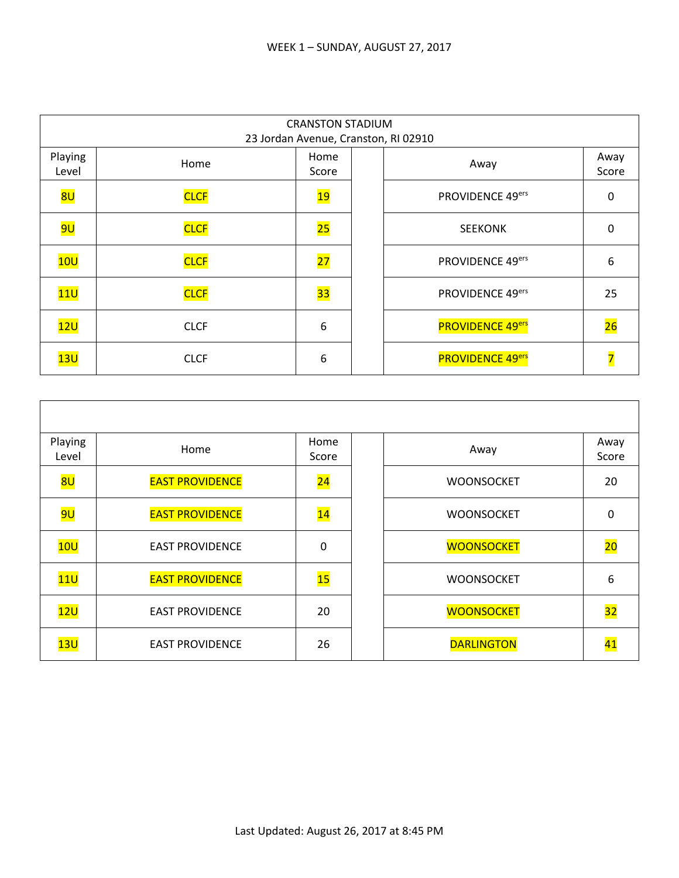WEEK 1 – SUNDAY, AUGUST 27, 2017

| CRANSTON STADIUM<br>23 Jordan Avenue, Cranston, RI 02910 | | | | | |
|---|---|---|---|---|---|
| Playing Level | Home | Home Score | | Away | Away Score |
| 8U | CLCF | 19 | | PROVIDENCE 49ers | 0 |
| 9U | CLCF | 25 | | SEEKONK | 0 |
| 10U | CLCF | 27 | | PROVIDENCE 49ers | 6 |
| 11U | CLCF | 33 | | PROVIDENCE 49ers | 25 |
| 12U | CLCF | 6 | | PROVIDENCE 49ers | 26 |
| 13U | CLCF | 6 | | PROVIDENCE 49ers | 7 |

| Playing Level | Home | Home Score | | Away | Away Score |
|---|---|---|---|---|---|
| 8U | EAST PROVIDENCE | 24 | | WOONSOCKET | 20 |
| 9U | EAST PROVIDENCE | 14 | | WOONSOCKET | 0 |
| 10U | EAST PROVIDENCE | 0 | | WOONSOCKET | 20 |
| 11U | EAST PROVIDENCE | 15 | | WOONSOCKET | 6 |
| 12U | EAST PROVIDENCE | 20 | | WOONSOCKET | 32 |
| 13U | EAST PROVIDENCE | 26 | | DARLINGTON | 41 |

Last Updated: August 26, 2017 at 8:45 PM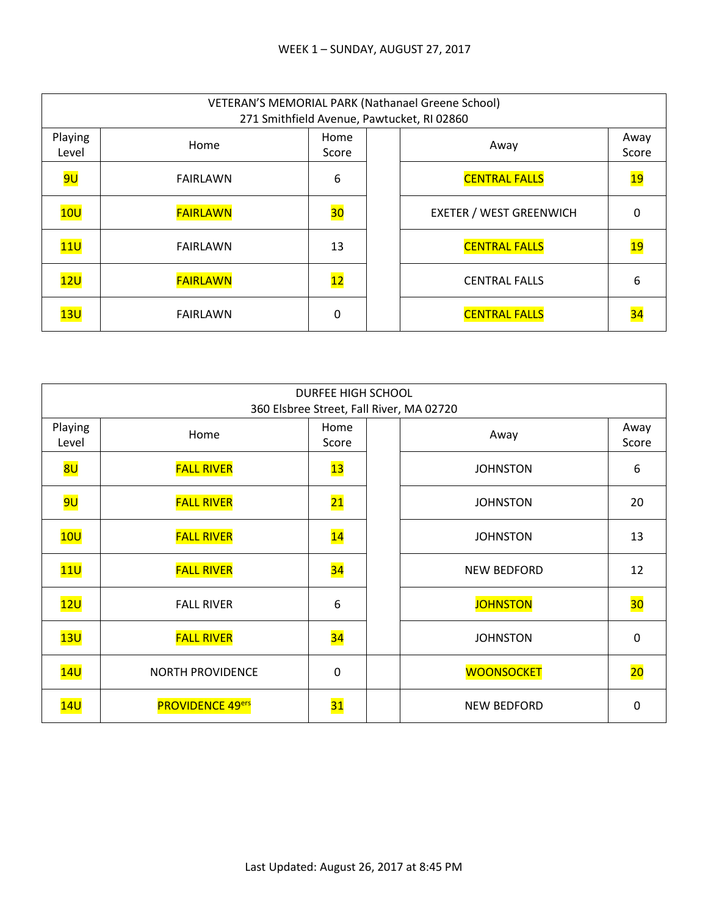WEEK 1 – SUNDAY, AUGUST 27, 2017

| VETERAN'S MEMORIAL PARK (Nathanael Greene School) 271 Smithfield Avenue, Pawtucket, RI 02860 | | | | | |
|---|---|---|---|---|---|
| Playing Level | Home | Home Score | | Away | Away Score |
| 9U | FAIRLAWN | 6 | | CENTRAL FALLS | 19 |
| 10U | FAIRLAWN | 30 | | EXETER / WEST GREENWICH | 0 |
| 11U | FAIRLAWN | 13 | | CENTRAL FALLS | 19 |
| 12U | FAIRLAWN | 12 | | CENTRAL FALLS | 6 |
| 13U | FAIRLAWN | 0 | | CENTRAL FALLS | 34 |

| DURFEE HIGH SCHOOL 360 Elsbree Street, Fall River, MA 02720 | | | | | |
|---|---|---|---|---|---|
| Playing Level | Home | Home Score | | Away | Away Score |
| 8U | FALL RIVER | 13 | | JOHNSTON | 6 |
| 9U | FALL RIVER | 21 | | JOHNSTON | 20 |
| 10U | FALL RIVER | 14 | | JOHNSTON | 13 |
| 11U | FALL RIVER | 34 | | NEW BEDFORD | 12 |
| 12U | FALL RIVER | 6 | | JOHNSTON | 30 |
| 13U | FALL RIVER | 34 | | JOHNSTON | 0 |
| 14U | NORTH PROVIDENCE | 0 | | WOONSOCKET | 20 |
| 14U | PROVIDENCE 49ers | 31 | | NEW BEDFORD | 0 |

Last Updated: August 26, 2017 at 8:45 PM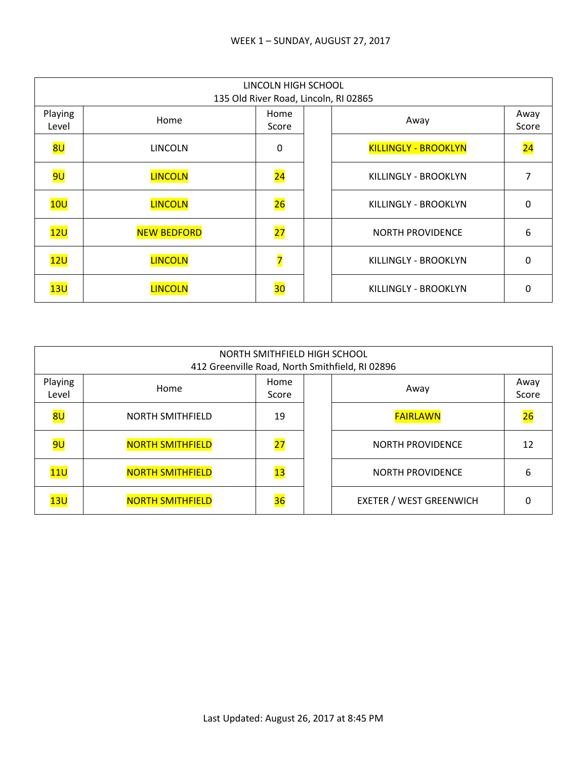WEEK 1 – SUNDAY, AUGUST 27, 2017

| LINCOLN HIGH SCHOOL<br>135 Old River Road, Lincoln, RI 02865 | | | | | |
|---|---|---|---|---|---|
| Playing Level | Home | Home Score | | Away | Away Score |
| 8U | LINCOLN | 0 | | KILLINGLY - BROOKLYN | 24 |
| 9U | LINCOLN | 24 | | KILLINGLY - BROOKLYN | 7 |
| 10U | LINCOLN | 26 | | KILLINGLY - BROOKLYN | 0 |
| 12U | NEW BEDFORD | 27 | | NORTH PROVIDENCE | 6 |
| 12U | LINCOLN | 7 | | KILLINGLY - BROOKLYN | 0 |
| 13U | LINCOLN | 30 | | KILLINGLY - BROOKLYN | 0 |

| NORTH SMITHFIELD HIGH SCHOOL<br>412 Greenville Road, North Smithfield, RI 02896 | | | | | |
|---|---|---|---|---|---|
| Playing Level | Home | Home Score | | Away | Away Score |
| 8U | NORTH SMITHFIELD | 19 | | FAIRLAWN | 26 |
| 9U | NORTH SMITHFIELD | 27 | | NORTH PROVIDENCE | 12 |
| 11U | NORTH SMITHFIELD | 13 | | NORTH PROVIDENCE | 6 |
| 13U | NORTH SMITHFIELD | 36 | | EXETER / WEST GREENWICH | 0 |

Last Updated: August 26, 2017 at 8:45 PM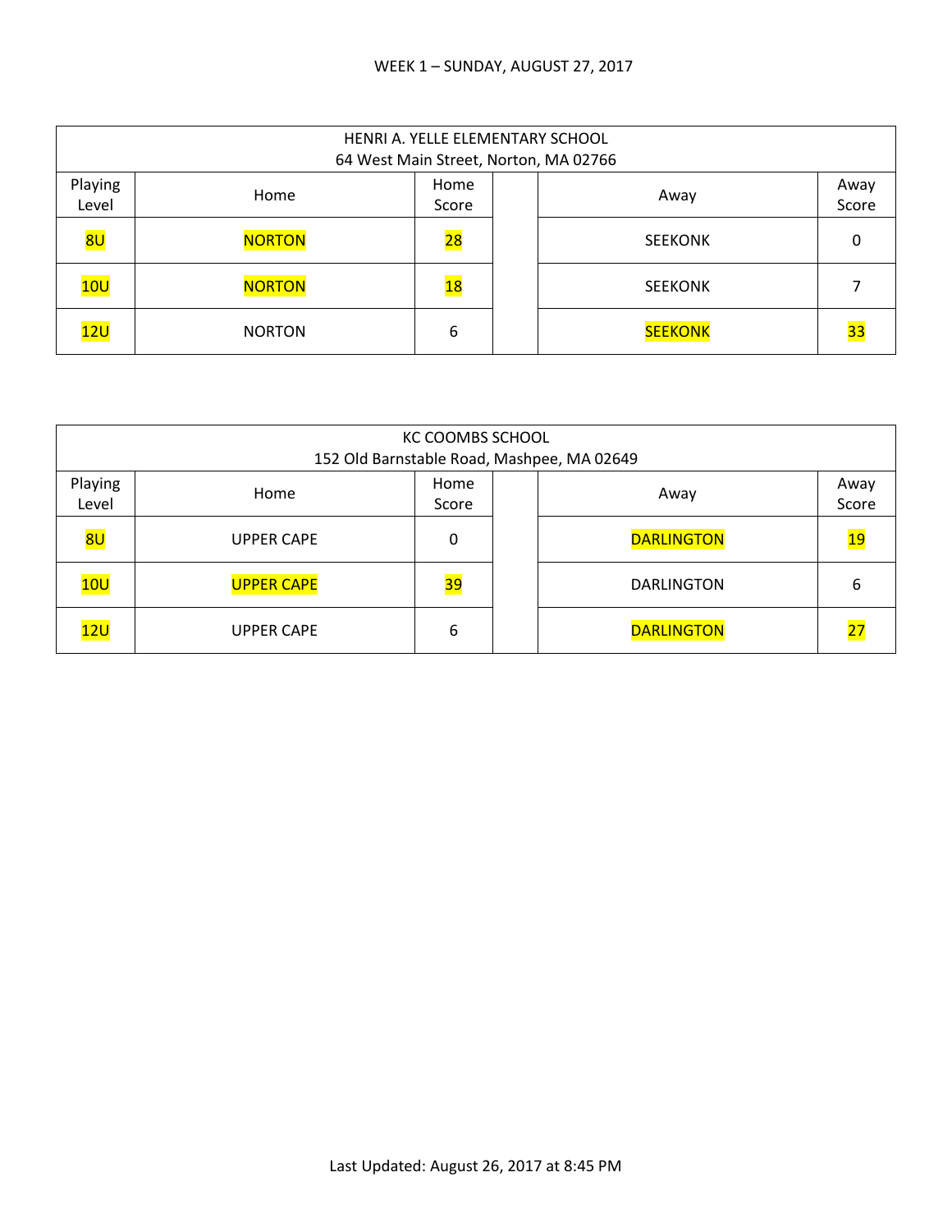WEEK 1 – SUNDAY, AUGUST 27, 2017

| HENRI A. YELLE ELEMENTARY SCHOOL<br>64 West Main Street, Norton, MA 02766 | | | | | |
|---|---|---|---|---|---|
| Playing Level | Home | Home Score | | Away | Away Score |
| 8U | NORTON | 28 | | SEEKONK | 0 |
| 10U | NORTON | 18 | | SEEKONK | 7 |
| 12U | NORTON | 6 | | SEEKONK | 33 |

| KC COOMBS SCHOOL<br>152 Old Barnstable Road, Mashpee, MA 02649 | | | | | |
|---|---|---|---|---|---|
| Playing Level | Home | Home Score | | Away | Away Score |
| 8U | UPPER CAPE | 0 | | DARLINGTON | 19 |
| 10U | UPPER CAPE | 39 | | DARLINGTON | 6 |
| 12U | UPPER CAPE | 6 | | DARLINGTON | 27 |

Last Updated: August 26, 2017 at 8:45 PM